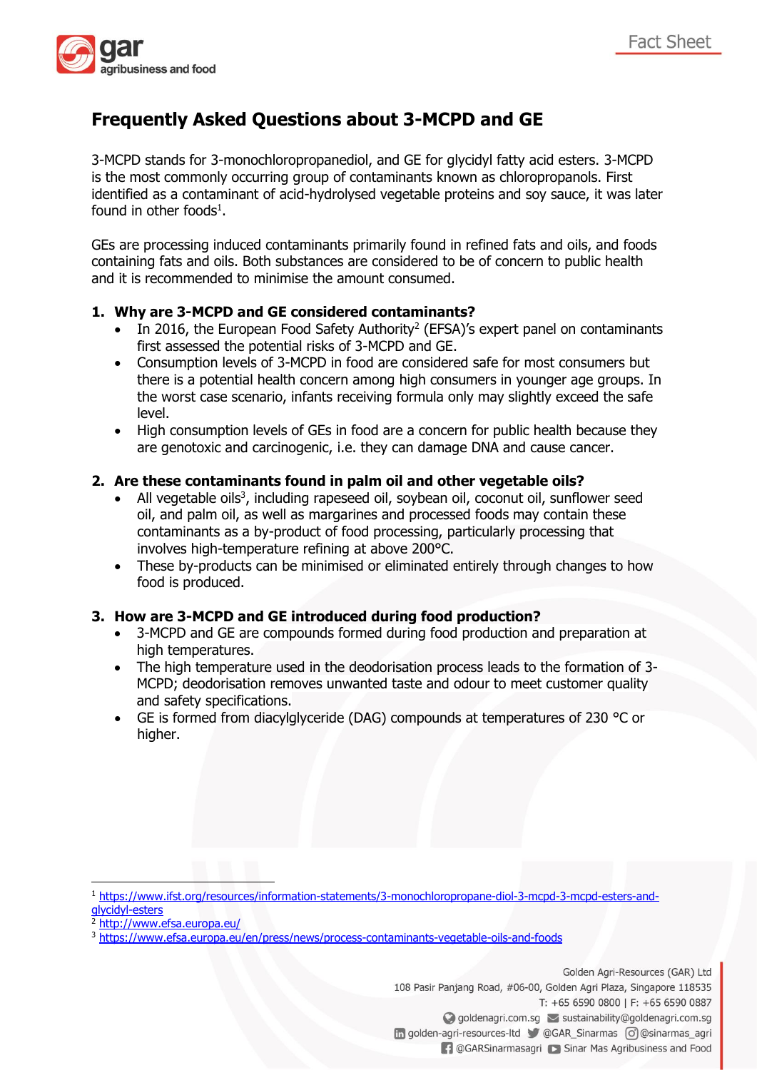# Frequently Asked Questions about 3-MCPD and GE

3-MCPD stands for 3-monochloropropanediol, and GE for glycidyl fatty acid esters. 3-MCPD is the most commonly occurring group of contaminants known as chloropropanols. First identified as a contaminant of acid-hydrolysed vegetable proteins and soy sauce, it was later found in other foods[1].

GEs are processing induced contaminants primarily found in refined fats and oils, and foods containing fats and oils. Both substances are considered to be of concern to public health and it is recommended to minimise the amount consumed.

1. **Why are 3-MCPD and GE considered contaminants?**
   - In 2016, the European Food Safety Authority[2] (EFSA)'s expert panel on contaminants first assessed the potential risks of 3-MCPD and GE.
   - Consumption levels of 3-MCPD in food are considered safe for most consumers but there is a potential health concern among high consumers in younger age groups. In the worst case scenario, infants receiving formula only may slightly exceed the safe level.
   - High consumption levels of GEs in food are a concern for public health because they are genotoxic and carcinogenic, i.e. they can damage DNA and cause cancer.

2. **Are these contaminants found in palm oil and other vegetable oils?**
   - All vegetable oils[3], including rapeseed oil, soybean oil, coconut oil, sunflower seed oil, and palm oil, as well as margarines and processed foods may contain these contaminants as a by-product of food processing, particularly processing that involves high-temperature refining at above 200°C.
   - These by-products can be minimised or eliminated entirely through changes to how food is produced.

3. **How are 3-MCPD and GE introduced during food production?**
   - 3-MCPD and GE are compounds formed during food production and preparation at high temperatures.
   - The high temperature used in the deodorisation process leads to the formation of 3-MCPD; deodorisation removes unwanted taste and odour to meet customer quality and safety specifications.
   - GE is formed from diacylglyceride (DAG) compounds at temperatures of 230 °C or higher.

---

[1] https://www.ifst.org/resources/information-statements/3-monochloropropane-diol-3-mcpd-3-mcpd-esters-and-glycidyl-esters

[2] http://www.efsa.europa.eu/

[3] https://www.efsa.europa.eu/en/press/news/process-contaminants-vegetable-oils-and-foods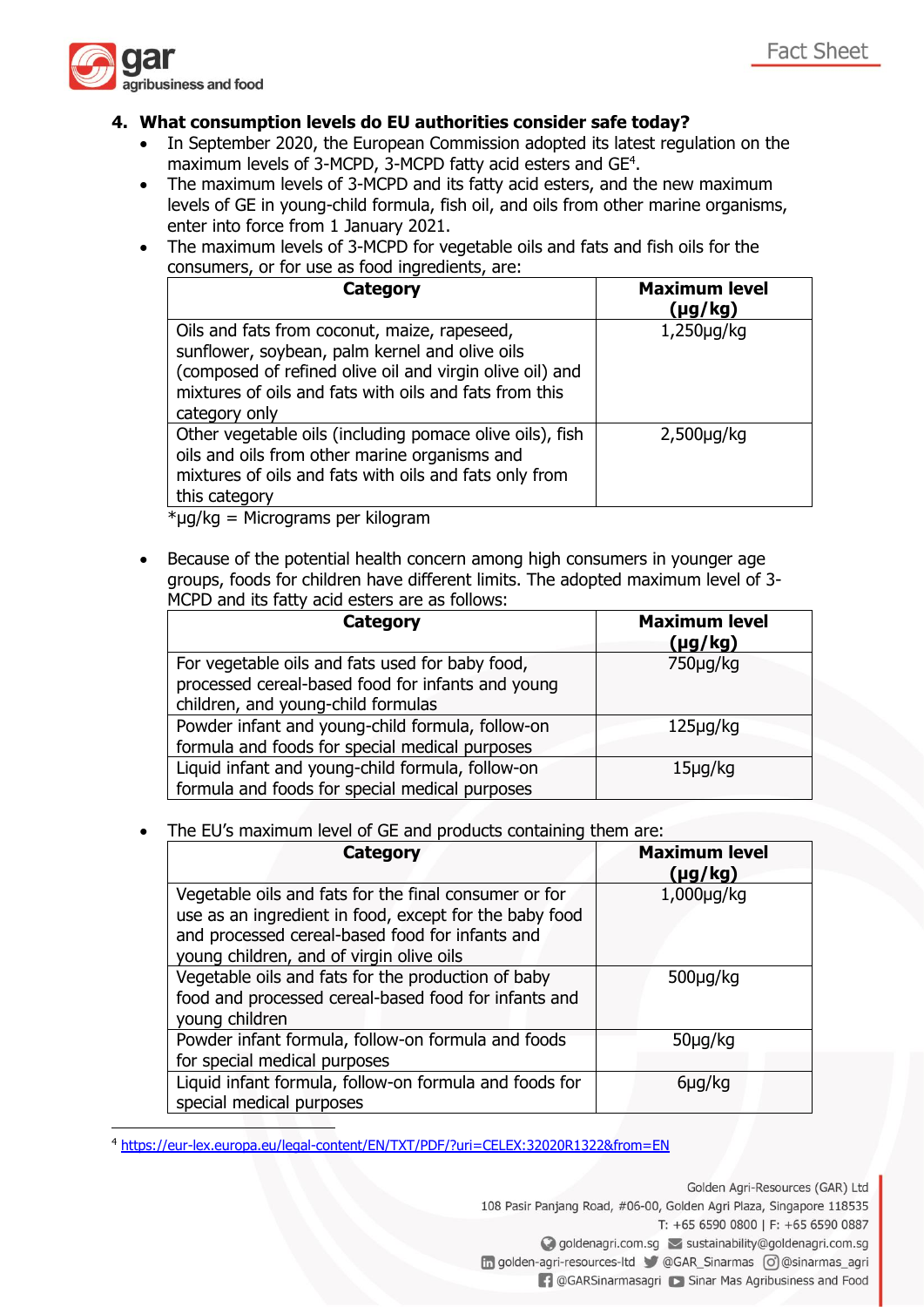## 4. What consumption levels do EU authorities consider safe today?

- In September 2020, the European Commission adopted its latest regulation on the maximum levels of 3-MCPD, 3-MCPD fatty acid esters and GE[4].
- The maximum levels of 3-MCPD and its fatty acid esters, and the new maximum levels of GE in young-child formula, fish oil, and oils from other marine organisms, enter into force from 1 January 2021.
- The maximum levels of 3-MCPD for vegetable oils and fats and fish oils for the consumers, or for use as food ingredients, are:

| Category | Maximum level (µg/kg) |
|---|---|
| Oils and fats from coconut, maize, rapeseed, sunflower, soybean, palm kernel and olive oils (composed of refined olive oil and virgin olive oil) and mixtures of oils and fats with oils and fats from this category only | 1,250µg/kg |
| Other vegetable oils (including pomace olive oils), fish oils and oils from other marine organisms and mixtures of oils and fats with oils and fats only from this category | 2,500µg/kg |

*µg/kg = Micrograms per kilogram

- Because of the potential health concern among high consumers in younger age groups, foods for children have different limits. The adopted maximum level of 3-MCPD and its fatty acid esters are as follows:

| Category | Maximum level (µg/kg) |
|---|---|
| For vegetable oils and fats used for baby food, processed cereal-based food for infants and young children, and young-child formulas | 750µg/kg |
| Powder infant and young-child formula, follow-on formula and foods for special medical purposes | 125µg/kg |
| Liquid infant and young-child formula, follow-on formula and foods for special medical purposes | 15µg/kg |

- The EU's maximum level of GE and products containing them are:

| Category | Maximum level (µg/kg) |
|---|---|
| Vegetable oils and fats for the final consumer or for use as an ingredient in food, except for the baby food and processed cereal-based food for infants and young children, and of virgin olive oils | 1,000µg/kg |
| Vegetable oils and fats for the production of baby food and processed cereal-based food for infants and young children | 500µg/kg |
| Powder infant formula, follow-on formula and foods for special medical purposes | 50µg/kg |
| Liquid infant formula, follow-on formula and foods for special medical purposes | 6µg/kg |

[4] https://eur-lex.europa.eu/legal-content/EN/TXT/PDF/?uri=CELEX:32020R1322&from=EN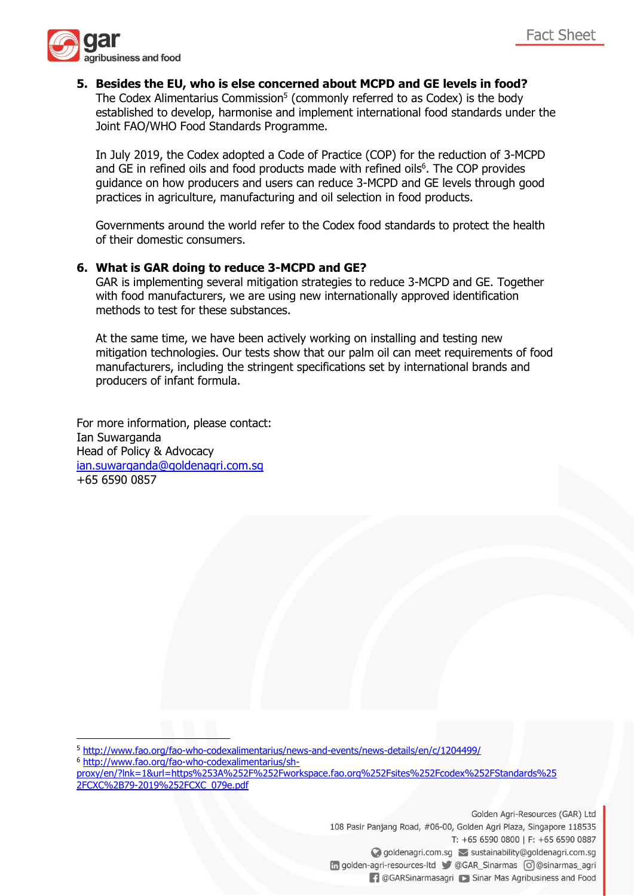5. **Besides the EU, who is else concerned about MCPD and GE levels in food?**
   The Codex Alimentarius Commission[5] (commonly referred to as Codex) is the body established to develop, harmonise and implement international food standards under the Joint FAO/WHO Food Standards Programme.

   In July 2019, the Codex adopted a Code of Practice (COP) for the reduction of 3-MCPD and GE in refined oils and food products made with refined oils[6]. The COP provides guidance on how producers and users can reduce 3-MCPD and GE levels through good practices in agriculture, manufacturing and oil selection in food products.

   Governments around the world refer to the Codex food standards to protect the health of their domestic consumers.

6. **What is GAR doing to reduce 3-MCPD and GE?**
   GAR is implementing several mitigation strategies to reduce 3-MCPD and GE. Together with food manufacturers, we are using new internationally approved identification methods to test for these substances.

   At the same time, we have been actively working on installing and testing new mitigation technologies. Our tests show that our palm oil can meet requirements of food manufacturers, including the stringent specifications set by international brands and producers of infant formula.

For more information, please contact:
Ian Suwarganda
Head of Policy & Advocacy
ian.suwarganda@goldenagri.com.sg
+65 6590 0857

---

[5] http://www.fao.org/fao-who-codexalimentarius/news-and-events/news-details/en/c/1204499/

[6] http://www.fao.org/fao-who-codexalimentarius/sh-proxy/en/?lnk=1&url=https%253A%252F%252Fworkspace.fao.org%252Fsites%252Fcodex%252FStandards%252FCXC%2B79-2019%252FCXC_079e.pdf

Golden Agri-Resources (GAR) Ltd
108 Pasir Panjang Road, #06-00, Golden Agri Plaza, Singapore 118535
T: +65 6590 0800 | F: +65 6590 0887
goldenagri.com.sg sustainability@goldenagri.com.sg
golden-agri-resources-ltd @GAR_Sinarmas @sinarmas_agri
@GARSinarmasagri Sinar Mas Agribusiness and Food